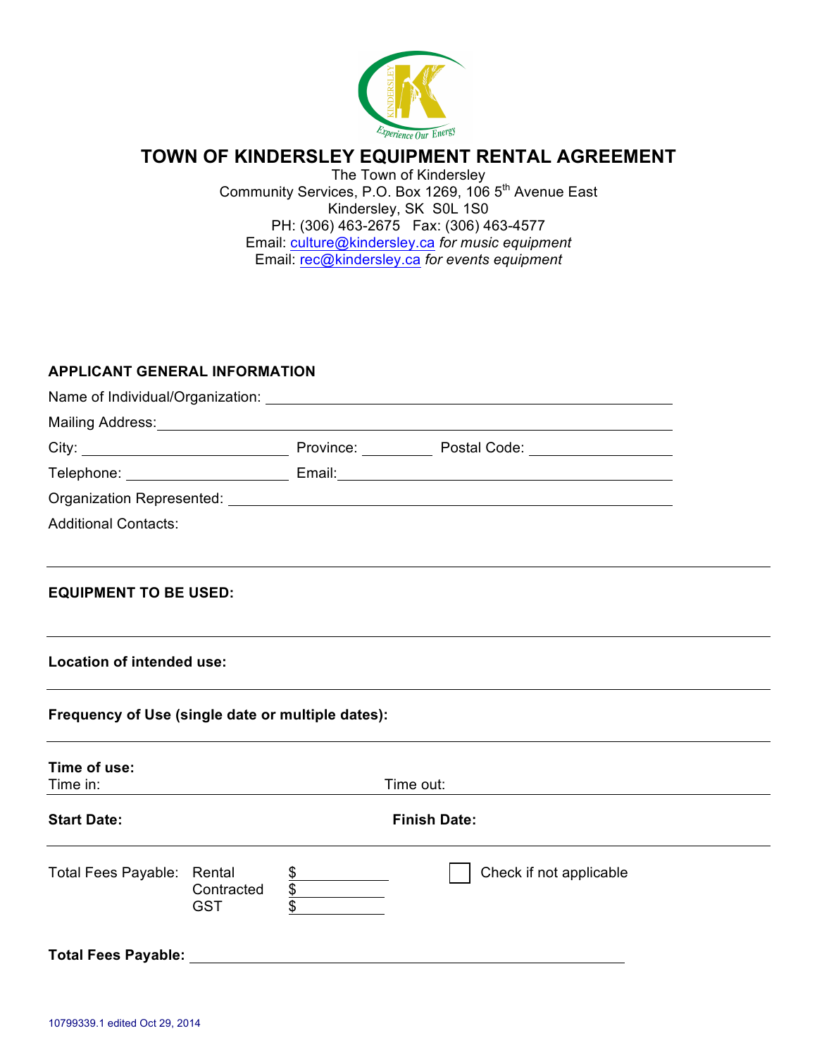# TOWN OF KINDERSLEY EQUIPMENT RENTAL AGREEMENT

The Town of Kindersley
Community Services, P.O. Box 1269, 106 5th Avenue East
Kindersley, SK S0L 1S0
PH: (306) 463-2675 Fax: (306) 463-4577
Email: culture@kindersley.ca *for music equipment*
Email: rec@kindersley.ca *for events equipment*

**APPLICANT GENERAL INFORMATION**

Name of Individual/Organization: ______________________________

Mailing Address: ______________________________

City: ______________ Province: ________ Postal Code: ______________

Telephone: ______________ Email: ______________________________

Organization Represented: ______________________________

Additional Contacts:

---

**EQUIPMENT TO BE USED:**

---

**Location of intended use:**

---

**Frequency of Use (single date or multiple dates):**

---

**Time of use:**
Time in: Time out:

---

**Start Date:** **Finish Date:**

---

Total Fees Payable: Rental $ ________
Contracted $ ________
GST $ ________

☐ Check if not applicable

**Total Fees Payable:** ______________________________

10799339.1 edited Oct 29, 2014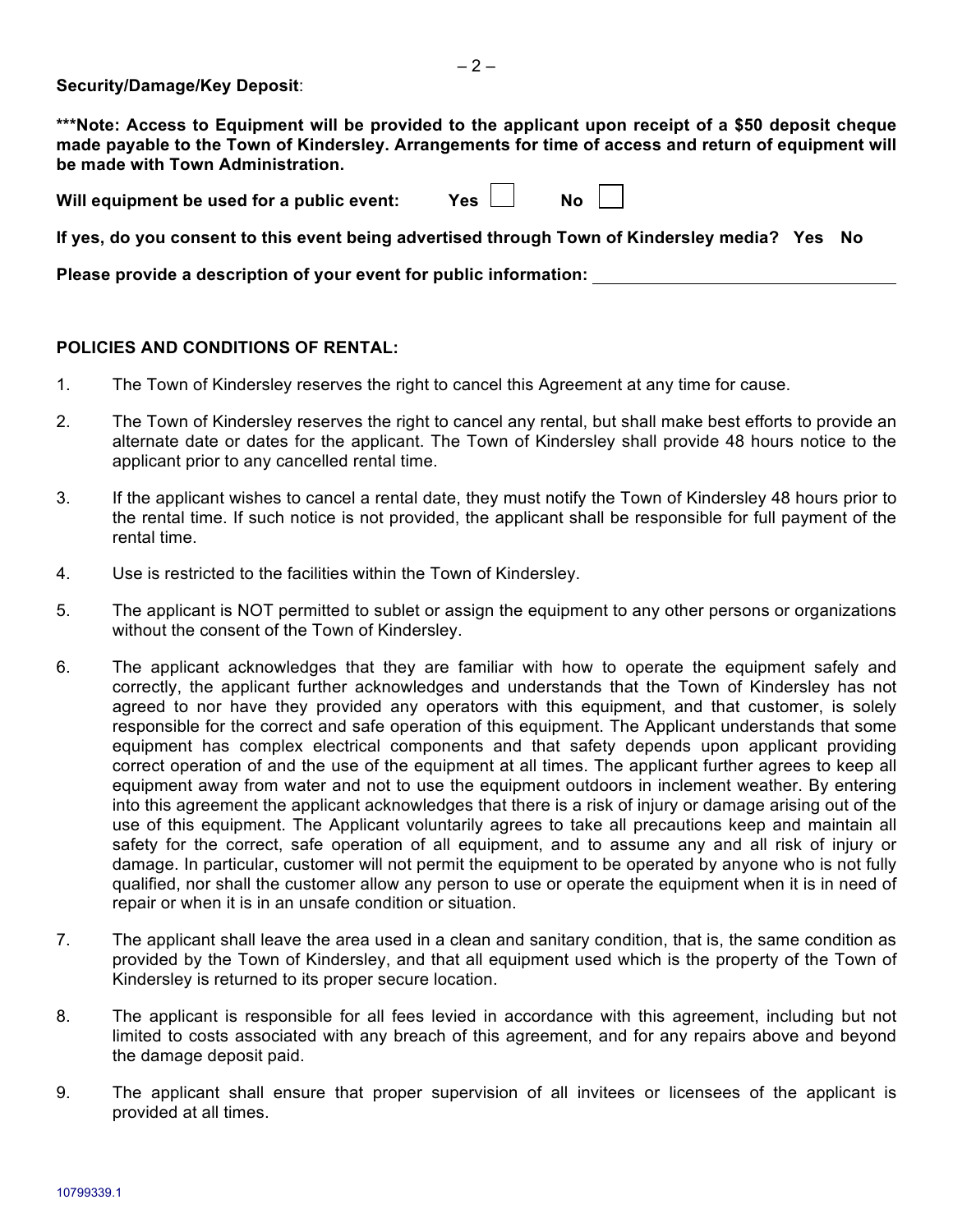**Security/Damage/Key Deposit**:

**\*\*\*Note: Access to Equipment will be provided to the applicant upon receipt of a $50 deposit cheque made payable to the Town of Kindersley. Arrangements for time of access and return of equipment will be made with Town Administration.**

**Will equipment be used for a public event: Yes ☐ No ☐**

**If yes, do you consent to this event being advertised through Town of Kindersley media? Yes No**

**Please provide a description of your event for public information:** ______________________________

## POLICIES AND CONDITIONS OF RENTAL:

1. The Town of Kindersley reserves the right to cancel this Agreement at any time for cause.

2. The Town of Kindersley reserves the right to cancel any rental, but shall make best efforts to provide an alternate date or dates for the applicant. The Town of Kindersley shall provide 48 hours notice to the applicant prior to any cancelled rental time.

3. If the applicant wishes to cancel a rental date, they must notify the Town of Kindersley 48 hours prior to the rental time. If such notice is not provided, the applicant shall be responsible for full payment of the rental time.

4. Use is restricted to the facilities within the Town of Kindersley.

5. The applicant is NOT permitted to sublet or assign the equipment to any other persons or organizations without the consent of the Town of Kindersley.

6. The applicant acknowledges that they are familiar with how to operate the equipment safely and correctly, the applicant further acknowledges and understands that the Town of Kindersley has not agreed to nor have they provided any operators with this equipment, and that customer, is solely responsible for the correct and safe operation of this equipment. The Applicant understands that some equipment has complex electrical components and that safety depends upon applicant providing correct operation of and the use of the equipment at all times. The applicant further agrees to keep all equipment away from water and not to use the equipment outdoors in inclement weather. By entering into this agreement the applicant acknowledges that there is a risk of injury or damage arising out of the use of this equipment. The Applicant voluntarily agrees to take all precautions keep and maintain all safety for the correct, safe operation of all equipment, and to assume any and all risk of injury or damage. In particular, customer will not permit the equipment to be operated by anyone who is not fully qualified, nor shall the customer allow any person to use or operate the equipment when it is in need of repair or when it is in an unsafe condition or situation.

7. The applicant shall leave the area used in a clean and sanitary condition, that is, the same condition as provided by the Town of Kindersley, and that all equipment used which is the property of the Town of Kindersley is returned to its proper secure location.

8. The applicant is responsible for all fees levied in accordance with this agreement, including but not limited to costs associated with any breach of this agreement, and for any repairs above and beyond the damage deposit paid.

9. The applicant shall ensure that proper supervision of all invitees or licensees of the applicant is provided at all times.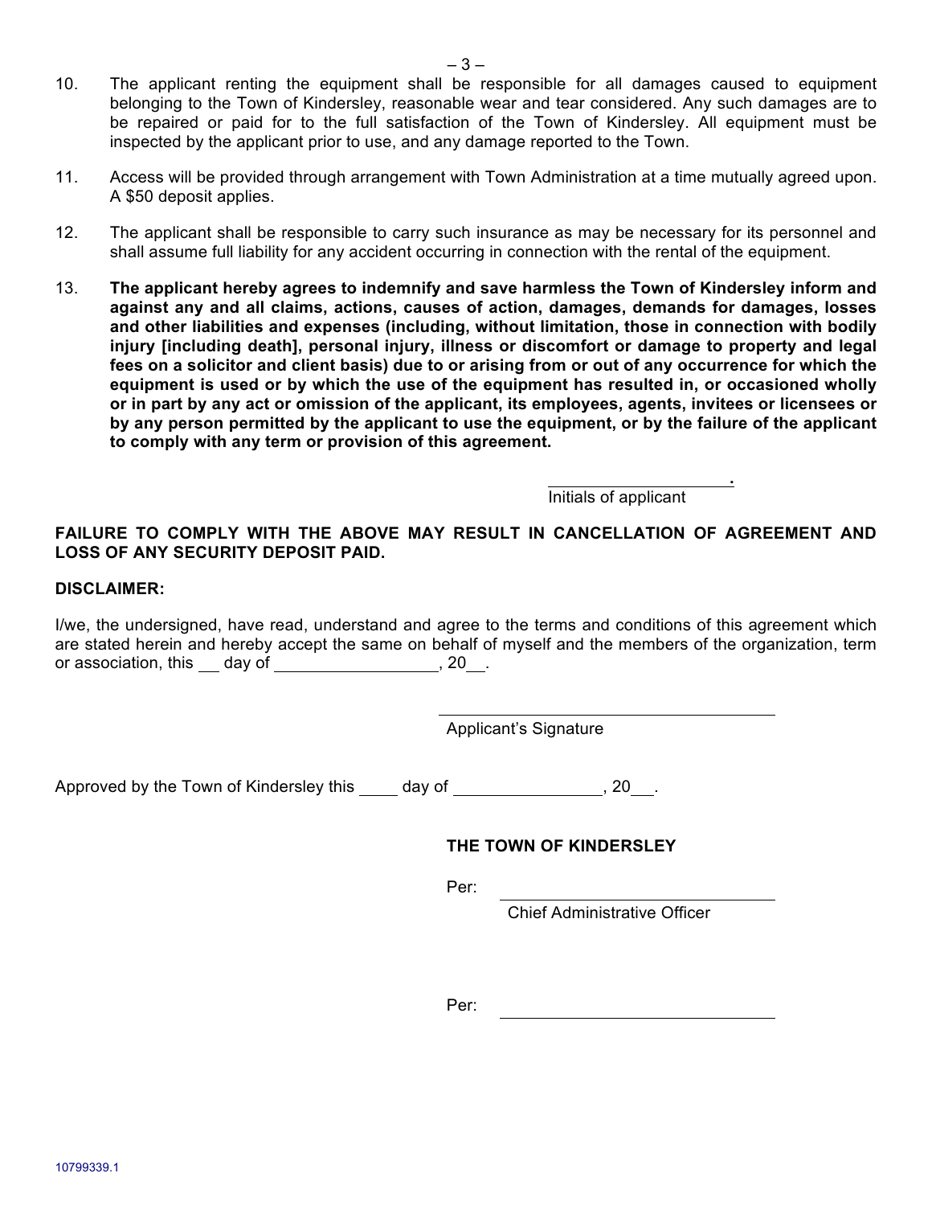10. The applicant renting the equipment shall be responsible for all damages caused to equipment belonging to the Town of Kindersley, reasonable wear and tear considered. Any such damages are to be repaired or paid for to the full satisfaction of the Town of Kindersley. All equipment must be inspected by the applicant prior to use, and any damage reported to the Town.

11. Access will be provided through arrangement with Town Administration at a time mutually agreed upon. A $50 deposit applies.

12. The applicant shall be responsible to carry such insurance as may be necessary for its personnel and shall assume full liability for any accident occurring in connection with the rental of the equipment.

13. **The applicant hereby agrees to indemnify and save harmless the Town of Kindersley inform and against any and all claims, actions, causes of action, damages, demands for damages, losses and other liabilities and expenses (including, without limitation, those in connection with bodily injury [including death], personal injury, illness or discomfort or damage to property and legal fees on a solicitor and client basis) due to or arising from or out of any occurrence for which the equipment is used or by which the use of the equipment has resulted in, or occasioned wholly or in part by any act or omission of the applicant, its employees, agents, invitees or licensees or by any person permitted by the applicant to use the equipment, or by the failure of the applicant to comply with any term or provision of this agreement.**

\_\_\_\_\_\_\_\_\_\_\_\_\_\_\_\_\_\_\_\_.
Initials of applicant

**FAILURE TO COMPLY WITH THE ABOVE MAY RESULT IN CANCELLATION OF AGREEMENT AND LOSS OF ANY SECURITY DEPOSIT PAID.**

**DISCLAIMER:**

I/we, the undersigned, have read, understand and agree to the terms and conditions of this agreement which are stated herein and hereby accept the same on behalf of myself and the members of the organization, term or association, this \_\_ day of \_\_\_\_\_\_\_\_\_\_\_\_\_\_\_\_\_, 20\_\_.

\_\_\_\_\_\_\_\_\_\_\_\_\_\_\_\_\_\_\_\_\_\_\_\_\_\_\_\_\_\_\_\_\_\_\_\_
Applicant's Signature

Approved by the Town of Kindersley this \_\_\_\_ day of \_\_\_\_\_\_\_\_\_\_\_\_\_\_\_\_, 20\_\_.

**THE TOWN OF KINDERSLEY**

Per: \_\_\_\_\_\_\_\_\_\_\_\_\_\_\_\_\_\_\_\_\_\_\_\_\_\_\_\_\_\_
Chief Administrative Officer

Per: \_\_\_\_\_\_\_\_\_\_\_\_\_\_\_\_\_\_\_\_\_\_\_\_\_\_\_\_\_\_

10799339.1